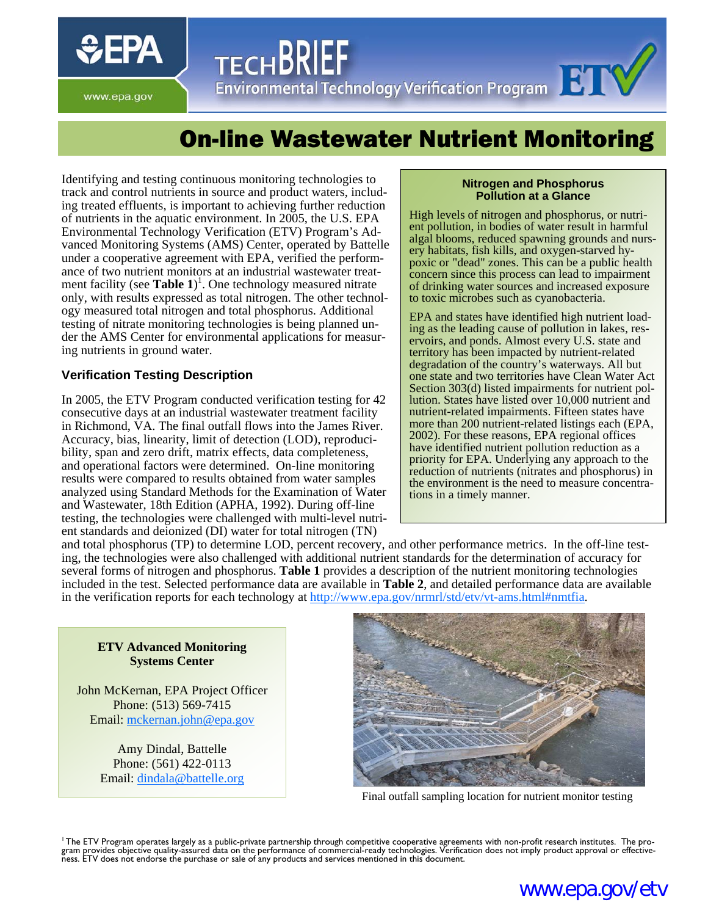# On-line Wastewater Nutrient Monitoring

Identifying and testing continuous monitoring technologies to track and control nutrients in source and product waters, including treated effluents, is important to achieving further reduction of nutrients in the aquatic environment. In 2005, the U.S. EPA Environmental Technology Verification (ETV) Program's Advanced Monitoring Systems (AMS) Center, operated by Battelle under a cooperative agreement with EPA, verified the performance of two nutrient monitors at an industrial wastewater treatment facility (see **Table 1**)[1]. One technology measured nitrate only, with results expressed as total nitrogen. The other technology measured total nitrogen and total phosphorus. Additional testing of nitrate monitoring technologies is being planned under the AMS Center for environmental applications for measuring nutrients in ground water.

### Nitrogen and Phosphorus Pollution at a Glance

High levels of nitrogen and phosphorus, or nutrient pollution, in bodies of water result in harmful algal blooms, reduced spawning grounds and nursery habitats, fish kills, and oxygen-starved hypoxic or "dead" zones. This can be a public health concern since this process can lead to impairment of drinking water sources and increased exposure to toxic microbes such as cyanobacteria.

EPA and states have identified high nutrient loading as the leading cause of pollution in lakes, reservoirs, and ponds. Almost every U.S. state and territory has been impacted by nutrient-related degradation of the country's waterways. All but one state and two territories have Clean Water Act Section 303(d) listed impairments for nutrient pollution. States have listed over 10,000 nutrient and nutrient-related impairments. Fifteen states have more than 200 nutrient-related listings each (EPA, 2002). For these reasons, EPA regional offices have identified nutrient pollution reduction as a priority for EPA. Underlying any approach to the reduction of nutrients (nitrates and phosphorus) in the environment is the need to measure concentrations in a timely manner.

## Verification Testing Description

In 2005, the ETV Program conducted verification testing for 42 consecutive days at an industrial wastewater treatment facility in Richmond, VA. The final outfall flows into the James River. Accuracy, bias, linearity, limit of detection (LOD), reproducibility, span and zero drift, matrix effects, data completeness, and operational factors were determined. On-line monitoring results were compared to results obtained from water samples analyzed using Standard Methods for the Examination of Water and Wastewater, 18th Edition (APHA, 1992). During off-line testing, the technologies were challenged with multi-level nutrient standards and deionized (DI) water for total nitrogen (TN) and total phosphorus (TP) to determine LOD, percent recovery, and other performance metrics. In the off-line testing, the technologies were also challenged with additional nutrient standards for the determination of accuracy for several forms of nitrogen and phosphorus. **Table 1** provides a description of the nutrient monitoring technologies included in the test. Selected performance data are available in **Table 2**, and detailed performance data are available in the verification reports for each technology at http://www.epa.gov/nrmrl/std/etv/vt-ams.html#nmtfia.

**ETV Advanced Monitoring Systems Center**

John McKernan, EPA Project Officer
Phone: (513) 569-7415
Email: mckernan.john@epa.gov

Amy Dindal, Battelle
Phone: (561) 422-0113
Email: dindala@battelle.org

Final outfall sampling location for nutrient monitor testing

[1] The ETV Program operates largely as a public-private partnership through competitive cooperative agreements with non-profit research institutes. The program provides objective quality-assured data on the performance of commercial-ready technologies. Verification does not imply product approval or effectiveness. ETV does not endorse the purchase or sale of any products and services mentioned in this document.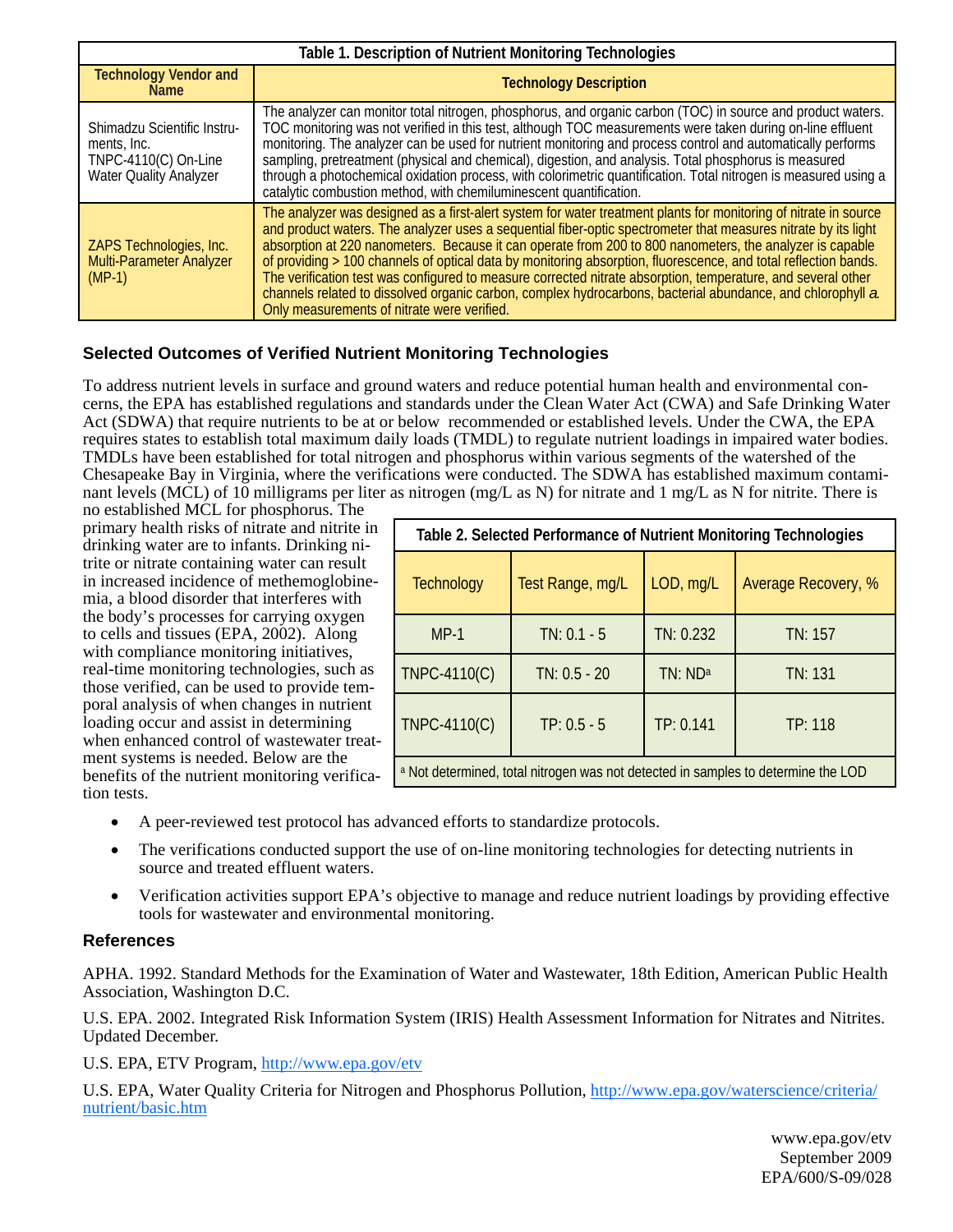| Table 1. Description of Nutrient Monitoring Technologies | |
|---|---|
| **Technology Vendor and Name** | **Technology Description** |
| Shimadzu Scientific Instruments, Inc. TNPC-4110(C) On-Line Water Quality Analyzer | The analyzer can monitor total nitrogen, phosphorus, and organic carbon (TOC) in source and product waters. TOC monitoring was not verified in this test, although TOC measurements were taken during on-line effluent monitoring. The analyzer can be used for nutrient monitoring and process control and automatically performs sampling, pretreatment (physical and chemical), digestion, and analysis. Total phosphorus is measured through a photochemical oxidation process, with colorimetric quantification. Total nitrogen is measured using a catalytic combustion method, with chemiluminescent quantification. |
| ZAPS Technologies, Inc. Multi-Parameter Analyzer (MP-1) | The analyzer was designed as a first-alert system for water treatment plants for monitoring of nitrate in source and product waters. The analyzer uses a sequential fiber-optic spectrometer that measures nitrate by its light absorption at 220 nanometers. Because it can operate from 200 to 800 nanometers, the analyzer is capable of providing > 100 channels of optical data by monitoring absorption, fluorescence, and total reflection bands. The verification test was configured to measure corrected nitrate absorption, temperature, and several other channels related to dissolved organic carbon, complex hydrocarbons, bacterial abundance, and chlorophyll *a*. Only measurements of nitrate were verified. |

## Selected Outcomes of Verified Nutrient Monitoring Technologies

To address nutrient levels in surface and ground waters and reduce potential human health and environmental concerns, the EPA has established regulations and standards under the Clean Water Act (CWA) and Safe Drinking Water Act (SDWA) that require nutrients to be at or below recommended or established levels. Under the CWA, the EPA requires states to establish total maximum daily loads (TMDL) to regulate nutrient loadings in impaired water bodies. TMDLs have been established for total nitrogen and phosphorus within various segments of the watershed of the Chesapeake Bay in Virginia, where the verifications were conducted. The SDWA has established maximum contaminant levels (MCL) of 10 milligrams per liter as nitrogen (mg/L as N) for nitrate and 1 mg/L as N for nitrite. There is no established MCL for phosphorus. The primary health risks of nitrate and nitrite in drinking water are to infants. Drinking nitrite or nitrate containing water can result in increased incidence of methemoglobinemia, a blood disorder that interferes with the body's processes for carrying oxygen to cells and tissues (EPA, 2002). Along with compliance monitoring initiatives, real-time monitoring technologies, such as those verified, can be used to provide temporal analysis of when changes in nutrient loading occur and assist in determining when enhanced control of wastewater treatment systems is needed. Below are the benefits of the nutrient monitoring verification tests.

| Table 2. Selected Performance of Nutrient Monitoring Technologies | | | |
|---|---|---|---|
| Technology | Test Range, mg/L | LOD, mg/L | Average Recovery, % |
| MP-1 | TN: 0.1 - 5 | TN: 0.232 | TN: 157 |
| TNPC-4110(C) | TN: 0.5 - 20 | TN: ND[a] | TN: 131 |
| TNPC-4110(C) | TP: 0.5 - 5 | TP: 0.141 | TP: 118 |

[a] Not determined, total nitrogen was not detected in samples to determine the LOD

- A peer-reviewed test protocol has advanced efforts to standardize protocols.
- The verifications conducted support the use of on-line monitoring technologies for detecting nutrients in source and treated effluent waters.
- Verification activities support EPA's objective to manage and reduce nutrient loadings by providing effective tools for wastewater and environmental monitoring.

## References

APHA. 1992. Standard Methods for the Examination of Water and Wastewater, 18th Edition, American Public Health Association, Washington D.C.

U.S. EPA. 2002. Integrated Risk Information System (IRIS) Health Assessment Information for Nitrates and Nitrites. Updated December.

U.S. EPA, ETV Program, http://www.epa.gov/etv

U.S. EPA, Water Quality Criteria for Nitrogen and Phosphorus Pollution, http://www.epa.gov/waterscience/criteria/nutrient/basic.htm

www.epa.gov/etv
September 2009
EPA/600/S-09/028